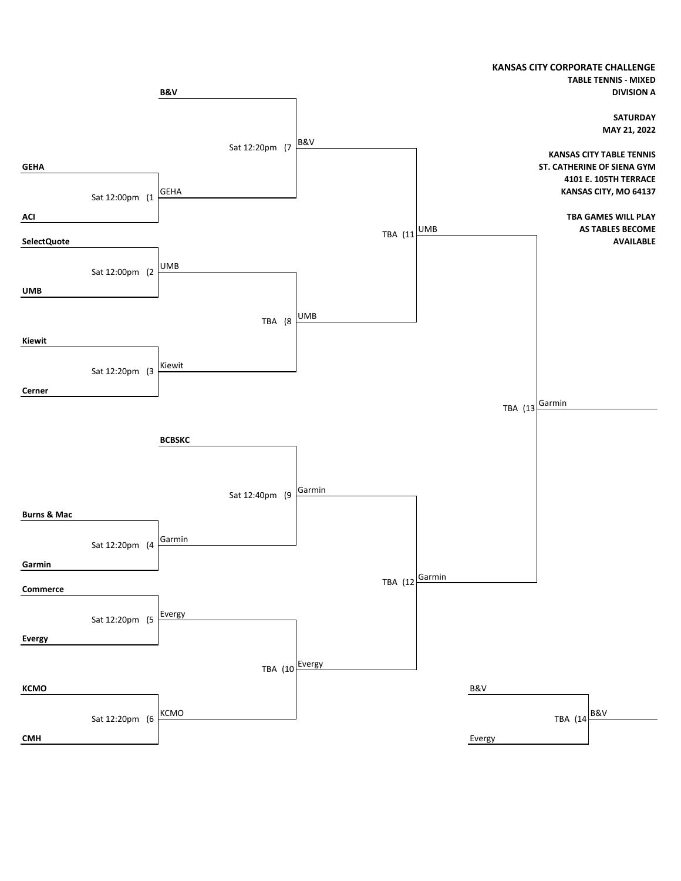# KANSAS CITY CORPORATE CHALLENGE

**TABLE TENNIS - MIXED**
**DIVISION A**

**SATURDAY**
**MAY 21, 2022**

**KANSAS CITY TABLE TENNIS**
**ST. CATHERINE OF SIENA GYM**
**4101 E. 105TH TERRACE**
**KANSAS CITY, MO 64137**

**TBA GAMES WILL PLAY AS TABLES BECOME AVAILABLE**

| Game | Time | Team 1 | Team 2 | Winner |
|---|---|---|---|---|
| (1 | Sat 12:00pm | GEHA | ACI | GEHA |
| (2 | Sat 12:00pm | SelectQuote | UMB | UMB |
| (3 | Sat 12:20pm | Kiewit | Cerner | Kiewit |
| (4 | Sat 12:20pm | Burns & Mac | Garmin | Garmin |
| (5 | Sat 12:20pm | Commerce | Evergy | Evergy |
| (6 | Sat 12:20pm | KCMO | CMH | KCMO |
| (7 | Sat 12:20pm | B&V | GEHA | B&V |
| (8 | TBA | UMB | Kiewit | UMB |
| (9 | Sat 12:40pm | BCBSKC | Garmin | Garmin |
| (10 | TBA | Evergy | KCMO | Evergy |
| (11 | TBA | B&V | UMB | UMB |
| (12 | TBA | Garmin | Evergy | Garmin |
| (13 | TBA | UMB | Garmin | Garmin |
| (14 | TBA | B&V | Evergy | B&V |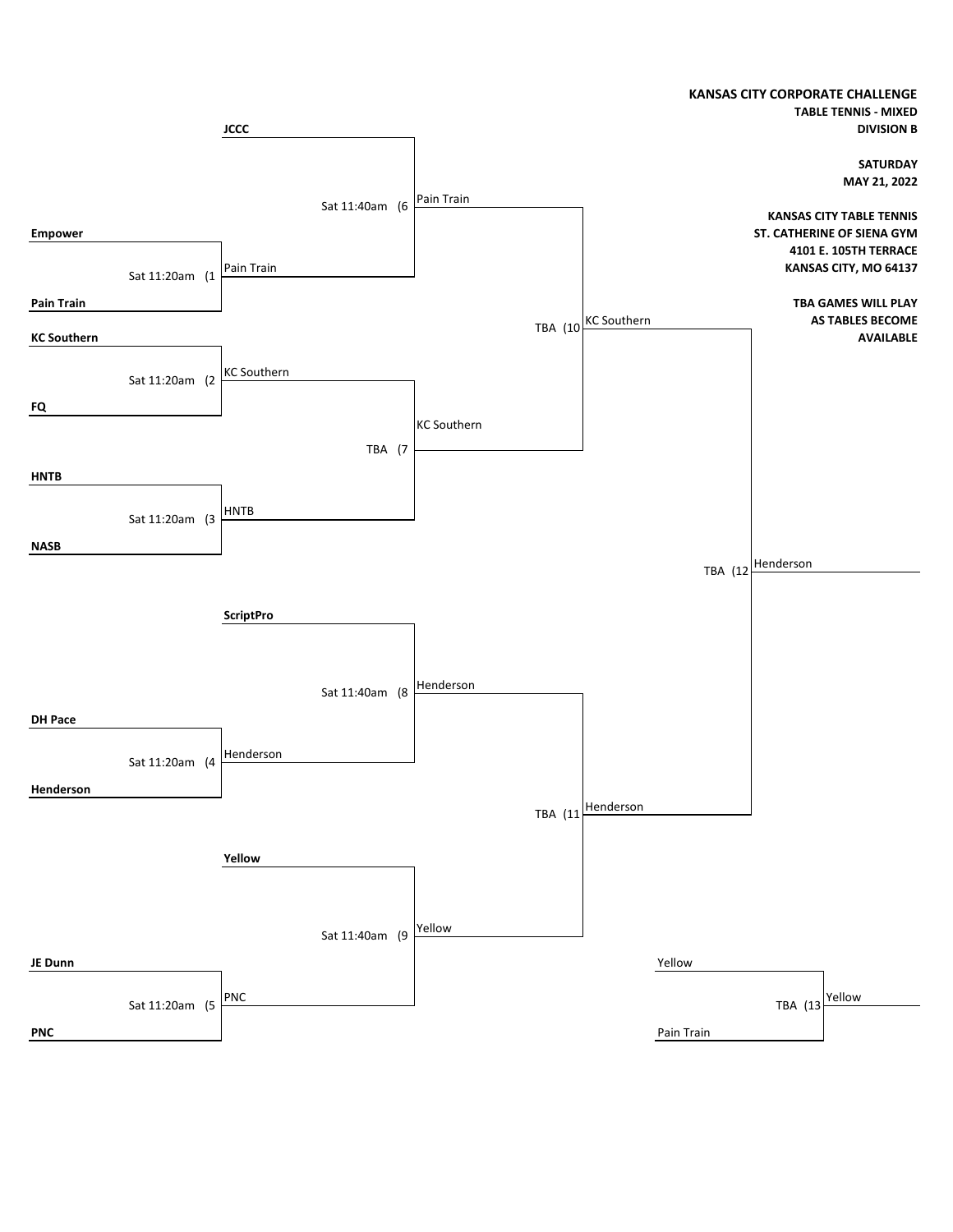**KANSAS CITY CORPORATE CHALLENGE**
**TABLE TENNIS - MIXED**
**DIVISION B**

**SATURDAY**
**MAY 21, 2022**

**KANSAS CITY TABLE TENNIS**
**ST. CATHERINE OF SIENA GYM**
**4101 E. 105TH TERRACE**
**KANSAS CITY, MO 64137**

**TBA GAMES WILL PLAY AS TABLES BECOME AVAILABLE**

| Game | Time | Team 1 | Team 2 | Winner |
|---|---|---|---|---|
| (1 | Sat 11:20am | Empower | Pain Train | Pain Train |
| (2 | Sat 11:20am | KC Southern | FQ | KC Southern |
| (3 | Sat 11:20am | HNTB | NASB | HNTB |
| (4 | Sat 11:20am | DH Pace | Henderson | Henderson |
| (5 | Sat 11:20am | JE Dunn | PNC | PNC |
| (6 | Sat 11:40am | JCCC | Pain Train | Pain Train |
| (7 | TBA | KC Southern | HNTB | KC Southern |
| (8 | Sat 11:40am | ScriptPro | Henderson | Henderson |
| (9 | Sat 11:40am | Yellow | PNC | Yellow |
| (10 | TBA | Pain Train | KC Southern | KC Southern |
| (11 | TBA | Henderson | Yellow | Henderson |
| (12 | TBA | KC Southern | Henderson | Henderson |
| (13 | TBA | Yellow | Pain Train | Yellow |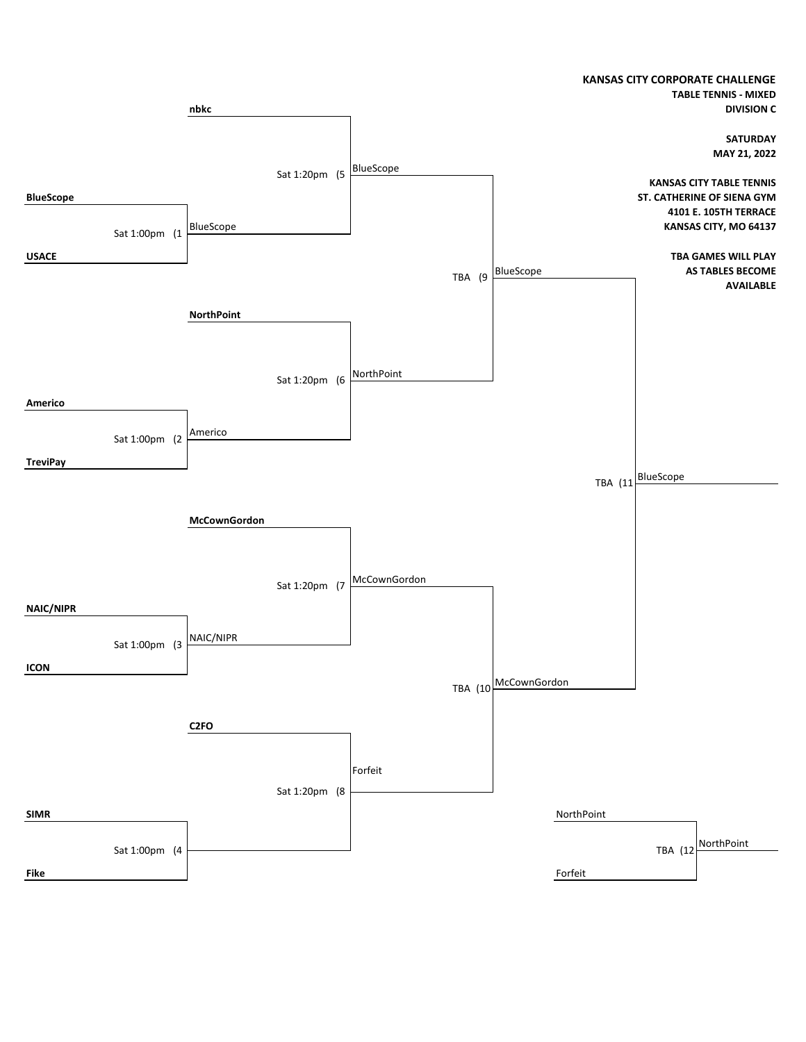**KANSAS CITY CORPORATE CHALLENGE**
**TABLE TENNIS - MIXED**
**DIVISION C**

**SATURDAY**
**MAY 21, 2022**

**KANSAS CITY TABLE TENNIS**
**ST. CATHERINE OF SIENA GYM**
**4101 E. 105TH TERRACE**
**KANSAS CITY, MO 64137**

**TBA GAMES WILL PLAY AS TABLES BECOME AVAILABLE**

## First Round

| Game | Time | Team 1 | Team 2 | Winner |
|---|---|---|---|---|
| (1 | Sat 1:00pm | **BlueScope** | **USACE** | BlueScope |
| (2 | Sat 1:00pm | **Americo** | **TreviPay** | Americo |
| (3 | Sat 1:00pm | **NAIC/NIPR** | **ICON** | NAIC/NIPR |
| (4 | Sat 1:00pm | **SIMR** | **Fike** | |

## Second Round

| Game | Time | Team 1 | Team 2 | Winner |
|---|---|---|---|---|
| (5 | Sat 1:20pm | **nbkc** | BlueScope | BlueScope |
| (6 | Sat 1:20pm | **NorthPoint** | Americo | NorthPoint |
| (7 | Sat 1:20pm | **McCownGordon** | NAIC/NIPR | McCownGordon |
| (8 | Sat 1:20pm | **C2FO** | | Forfeit |

## Semifinals

| Game | Time | Team 1 | Team 2 | Winner |
|---|---|---|---|---|
| (9 | TBA | BlueScope | NorthPoint | BlueScope |
| (10 | TBA | McCownGordon | Forfeit | McCownGordon |

## Final

| Game | Time | Team 1 | Team 2 | Winner |
|---|---|---|---|---|
| (11 | TBA | BlueScope | McCownGordon | BlueScope |

## Third Place

| Game | Time | Team 1 | Team 2 | Winner |
|---|---|---|---|---|
| (12 | TBA | NorthPoint | Forfeit | NorthPoint |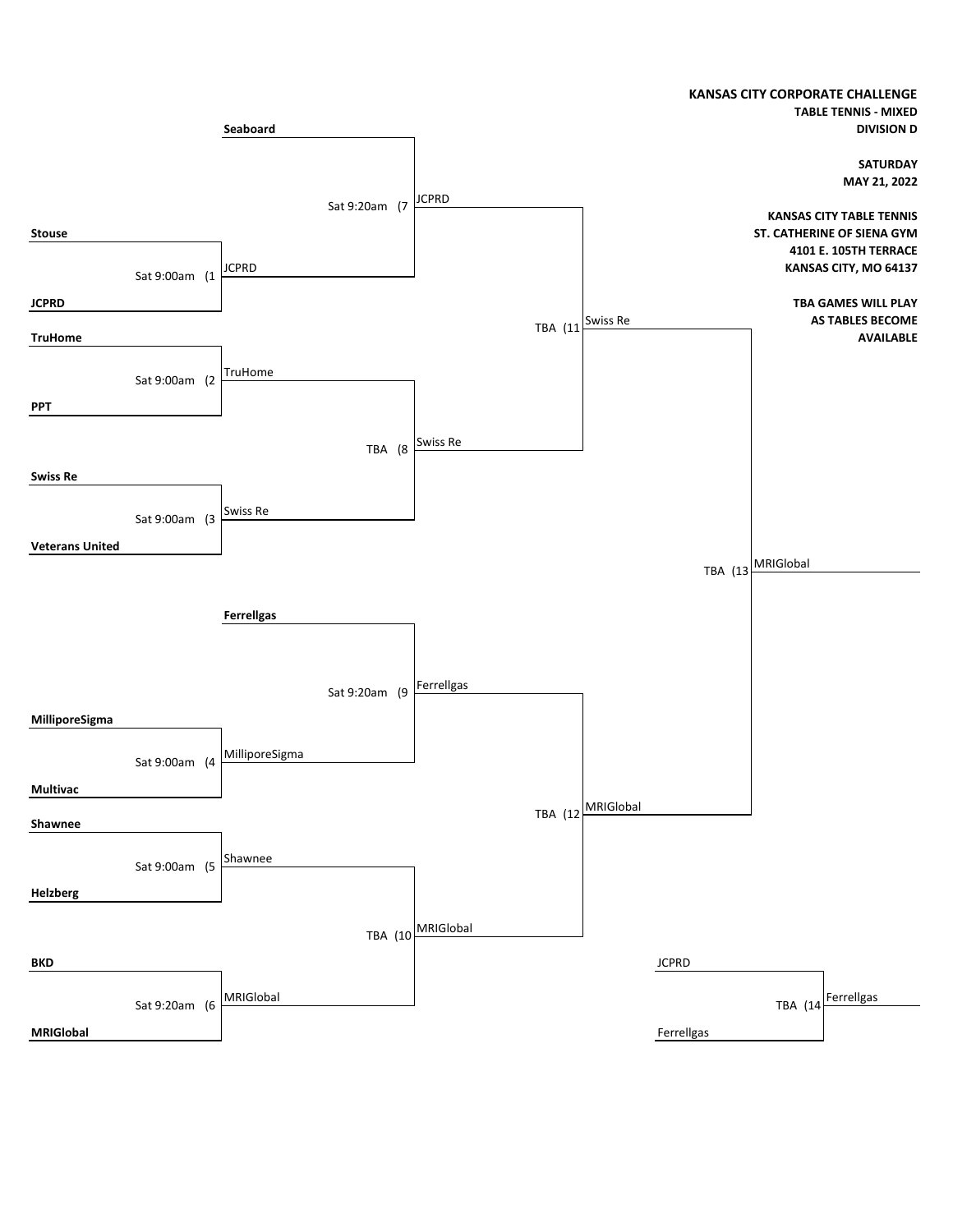**KANSAS CITY CORPORATE CHALLENGE**
**TABLE TENNIS - MIXED**
**DIVISION D**

**SATURDAY**
**MAY 21, 2022**

**KANSAS CITY TABLE TENNIS**
**ST. CATHERINE OF SIENA GYM**
**4101 E. 105TH TERRACE**
**KANSAS CITY, MO 64137**

**TBA GAMES WILL PLAY AS TABLES BECOME AVAILABLE**

| Game | Time | Team 1 | Team 2 | Winner |
|---|---|---|---|---|
| 1 | Sat 9:00am | Stouse | JCPRD | JCPRD |
| 2 | Sat 9:00am | TruHome | PPT | TruHome |
| 3 | Sat 9:00am | Swiss Re | Veterans United | Swiss Re |
| 4 | Sat 9:00am | MilliporeSigma | Multivac | MilliporeSigma |
| 5 | Sat 9:00am | Shawnee | Helzberg | Shawnee |
| 6 | Sat 9:20am | BKD | MRIGlobal | MRIGlobal |
| 7 | Sat 9:20am | Seaboard | JCPRD | JCPRD |
| 8 | TBA | TruHome | Swiss Re | Swiss Re |
| 9 | Sat 9:20am | Ferrellgas | MilliporeSigma | Ferrellgas |
| 10 | TBA | Shawnee | MRIGlobal | MRIGlobal |
| 11 | TBA | JCPRD | Swiss Re | Swiss Re |
| 12 | TBA | Ferrellgas | MRIGlobal | MRIGlobal |
| 13 | TBA | Swiss Re | MRIGlobal | MRIGlobal |
| 14 | TBA | JCPRD | Ferrellgas | Ferrellgas |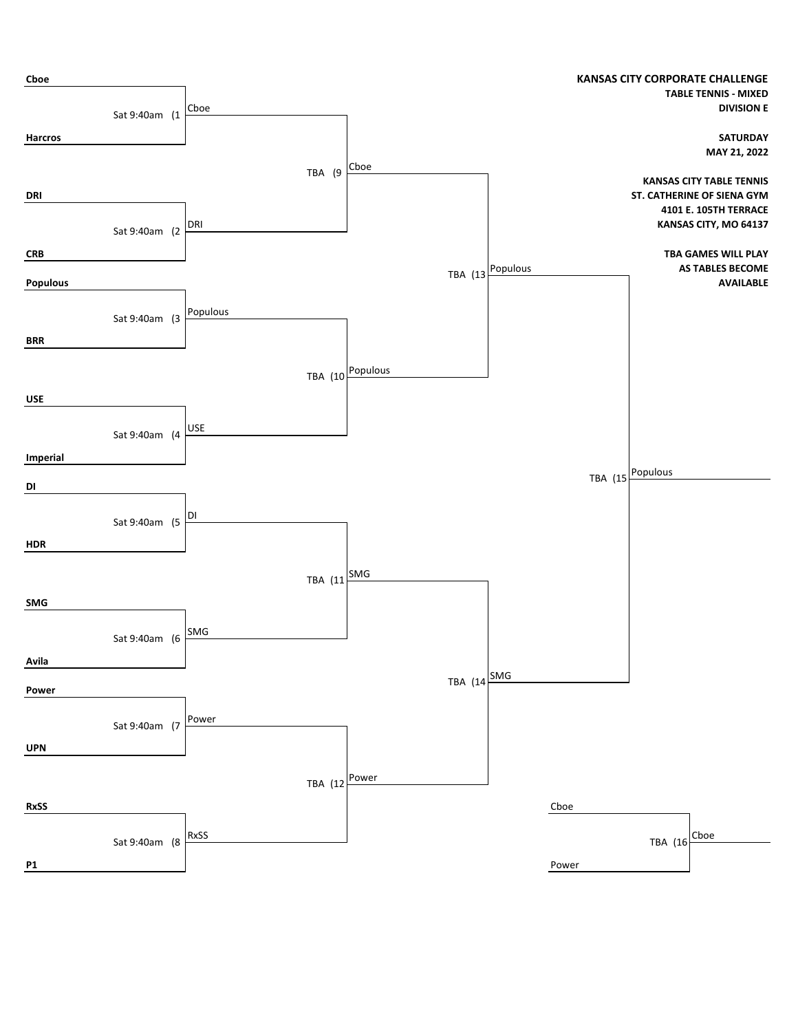# KANSAS CITY CORPORATE CHALLENGE

**TABLE TENNIS - MIXED**
**DIVISION E**

**SATURDAY**
**MAY 21, 2022**

**KANSAS CITY TABLE TENNIS**
**ST. CATHERINE OF SIENA GYM**
**4101 E. 105TH TERRACE**
**KANSAS CITY, MO 64137**

**TBA GAMES WILL PLAY AS TABLES BECOME AVAILABLE**

## First Round

| Game | Time | Team 1 | Team 2 | Winner |
|---|---|---|---|---|
| (1 | Sat 9:40am | **Cboe** | **Harcros** | Cboe |
| (2 | Sat 9:40am | **DRI** | **CRB** | DRI |
| (3 | Sat 9:40am | **Populous** | **BRR** | Populous |
| (4 | Sat 9:40am | **USE** | **Imperial** | USE |
| (5 | Sat 9:40am | **DI** | **HDR** | DI |
| (6 | Sat 9:40am | **SMG** | **Avila** | SMG |
| (7 | Sat 9:40am | **Power** | **UPN** | Power |
| (8 | Sat 9:40am | **RxSS** | **P1** | RxSS |

## Second Round

| Game | Time | Team 1 | Team 2 | Winner |
|---|---|---|---|---|
| (9 | TBA | Cboe | DRI | Cboe |
| (10 | TBA | Populous | USE | Populous |
| (11 | TBA | DI | SMG | SMG |
| (12 | TBA | Power | RxSS | Power |

## Semifinals

| Game | Time | Team 1 | Team 2 | Winner |
|---|---|---|---|---|
| (13 | TBA | Cboe | Populous | Populous |
| (14 | TBA | SMG | Power | SMG |

## Final

| Game | Time | Team 1 | Team 2 | Winner |
|---|---|---|---|---|
| (15 | TBA | Populous | SMG | Populous |

## Game 16

| Game | Time | Team 1 | Team 2 | Winner |
|---|---|---|---|---|
| (16 | TBA | Cboe | Power | Cboe |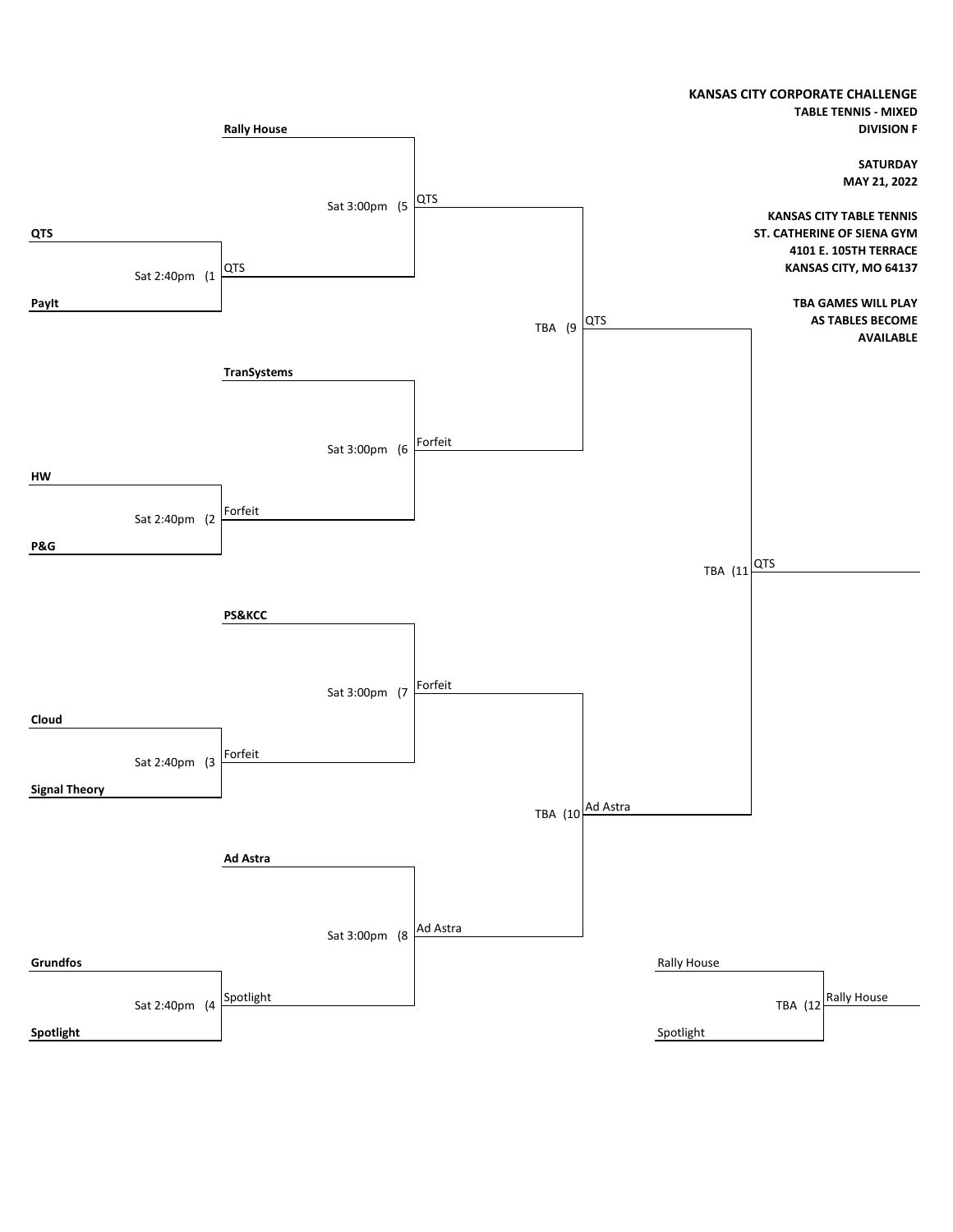**KANSAS CITY CORPORATE CHALLENGE**
**TABLE TENNIS - MIXED**
**DIVISION F**

**SATURDAY**
**MAY 21, 2022**

**KANSAS CITY TABLE TENNIS**
**ST. CATHERINE OF SIENA GYM**
**4101 E. 105TH TERRACE**
**KANSAS CITY, MO 64137**

**TBA GAMES WILL PLAY AS TABLES BECOME AVAILABLE**

### First Round

| Game | Time | Team 1 | Team 2 | Winner |
| --- | --- | --- | --- | --- |
| (1 | Sat 2:40pm | QTS | PayIt | QTS |
| (2 | Sat 2:40pm | HW | P&G | Forfeit |
| (3 | Sat 2:40pm | Cloud | Signal Theory | Forfeit |
| (4 | Sat 2:40pm | Grundfos | Spotlight | Spotlight |

### Second Round

| Game | Time | Team 1 | Team 2 | Winner |
| --- | --- | --- | --- | --- |
| (5 | Sat 3:00pm | Rally House | QTS | QTS |
| (6 | Sat 3:00pm | TranSystems | Forfeit | Forfeit |
| (7 | Sat 3:00pm | PS&KCC | Forfeit | Forfeit |
| (8 | Sat 3:00pm | Ad Astra | Spotlight | Ad Astra |

### Semifinals

| Game | Time | Team 1 | Team 2 | Winner |
| --- | --- | --- | --- | --- |
| (9 | TBA | QTS | Forfeit | QTS |
| (10 | TBA | Forfeit | Ad Astra | Ad Astra |

### Final

| Game | Time | Team 1 | Team 2 | Winner |
| --- | --- | --- | --- | --- |
| (11 | TBA | QTS | Ad Astra | QTS |

### Third Place

| Game | Time | Team 1 | Team 2 | Winner |
| --- | --- | --- | --- | --- |
| (12 | TBA | Rally House | Spotlight | Rally House |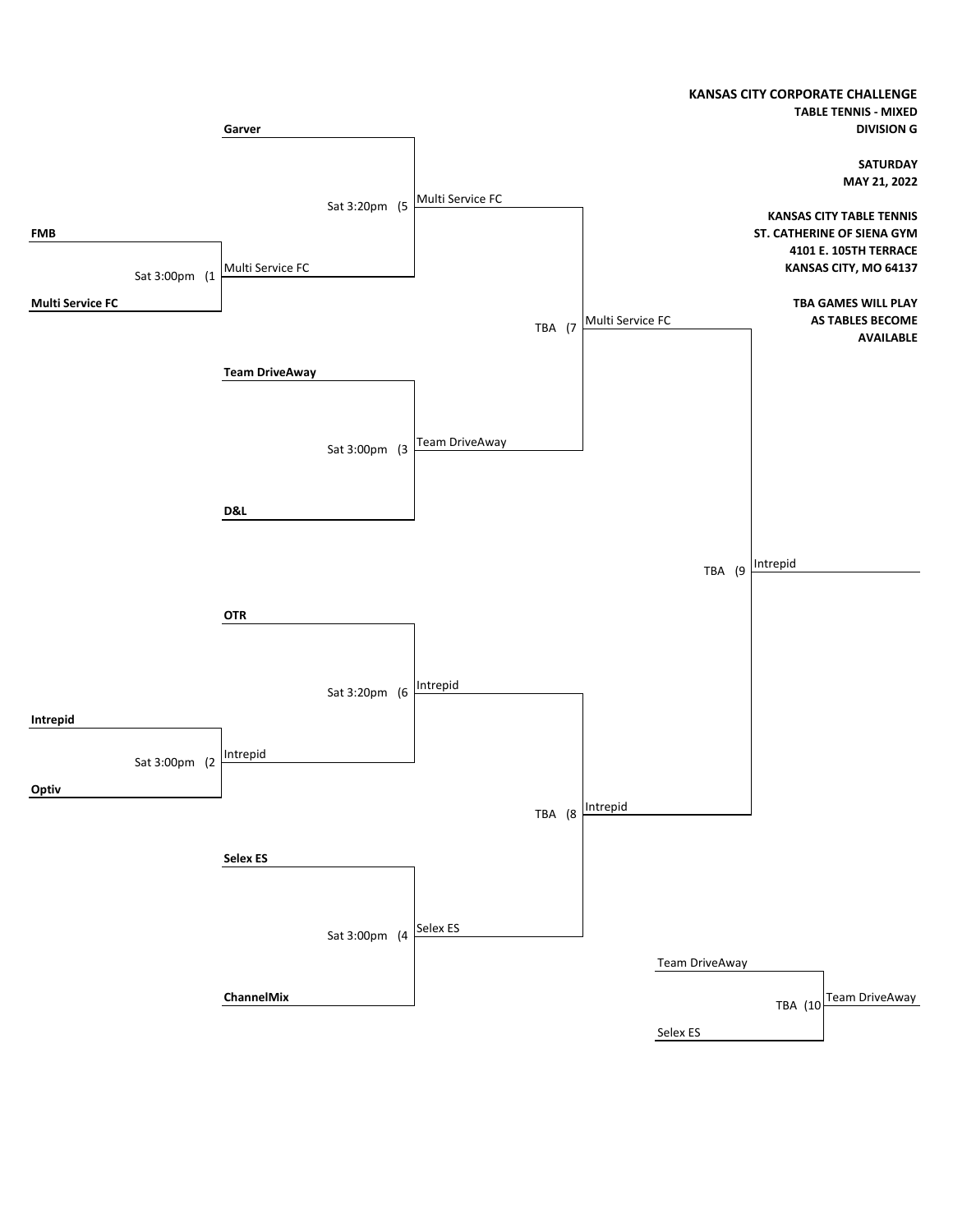**KANSAS CITY CORPORATE CHALLENGE**
**TABLE TENNIS - MIXED**
**DIVISION G**

**SATURDAY**
**MAY 21, 2022**

**KANSAS CITY TABLE TENNIS**
**ST. CATHERINE OF SIENA GYM**
**4101 E. 105TH TERRACE**
**KANSAS CITY, MO 64137**

**TBA GAMES WILL PLAY AS TABLES BECOME AVAILABLE**

**Garver**

Sat 3:20pm (5 — Multi Service FC

**FMB**

Sat 3:00pm (1 — Multi Service FC

**Multi Service FC**

TBA (7 — Multi Service FC

**Team DriveAway**

Sat 3:00pm (3 — Team DriveAway

**D&L**

TBA (9 — Intrepid

**OTR**

Sat 3:20pm (6 — Intrepid

**Intrepid**

Sat 3:00pm (2 — Intrepid

**Optiv**

TBA (8 — Intrepid

**Selex ES**

Sat 3:00pm (4 — Selex ES

**ChannelMix**

Team DriveAway

TBA (10 — Team DriveAway

Selex ES